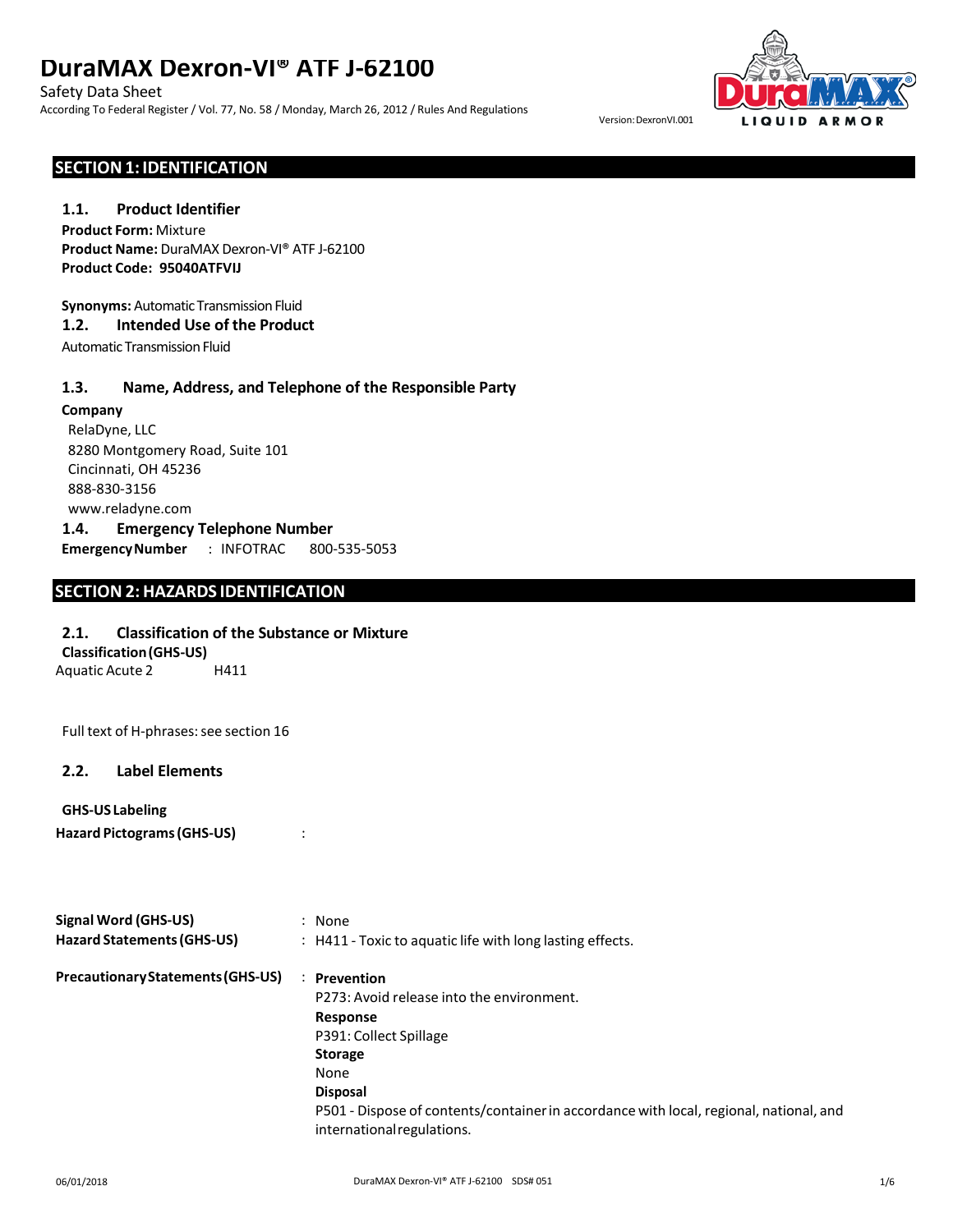# DuraMAX Dexron-VI® ATF J-62100

Safety Data Sheet

According To Federal Register / Vol. 77, No. 58 / Monday, March 26, 2012 / Rules And Regulations

Version: DexronVI.001

## SECTION 1: IDENTIFICATION

### 1.1. Product Identifier

**Product Form:** Mixture

**Product Name:** DuraMAX Dexron-VI® ATF J-62100

**Product Code: 95040ATFVIJ**

**Synonyms:** Automatic Transmission Fluid

### 1.2. Intended Use of the Product

Automatic Transmission Fluid

### 1.3. Name, Address, and Telephone of the Responsible Party

**Company**

RelaDyne, LLC
8280 Montgomery Road, Suite 101
Cincinnati, OH 45236
888-830-3156
www.reladyne.com

### 1.4. Emergency Telephone Number

**Emergency Number** : INFOTRAC 800-535-5053

## SECTION 2: HAZARDS IDENTIFICATION

### 2.1. Classification of the Substance or Mixture

**Classification (GHS-US)**

Aquatic Acute 2 H411

Full text of H-phrases: see section 16

### 2.2. Label Elements

**GHS-US Labeling**

**Hazard Pictograms (GHS-US)** :

**Signal Word (GHS-US)** : None

**Hazard Statements (GHS-US)** : H411 - Toxic to aquatic life with long lasting effects.

**Precautionary Statements (GHS-US)** :

**Prevention**

P273: Avoid release into the environment.

**Response**

P391: Collect Spillage

**Storage**

None

**Disposal**

P501 - Dispose of contents/container in accordance with local, regional, national, and international regulations.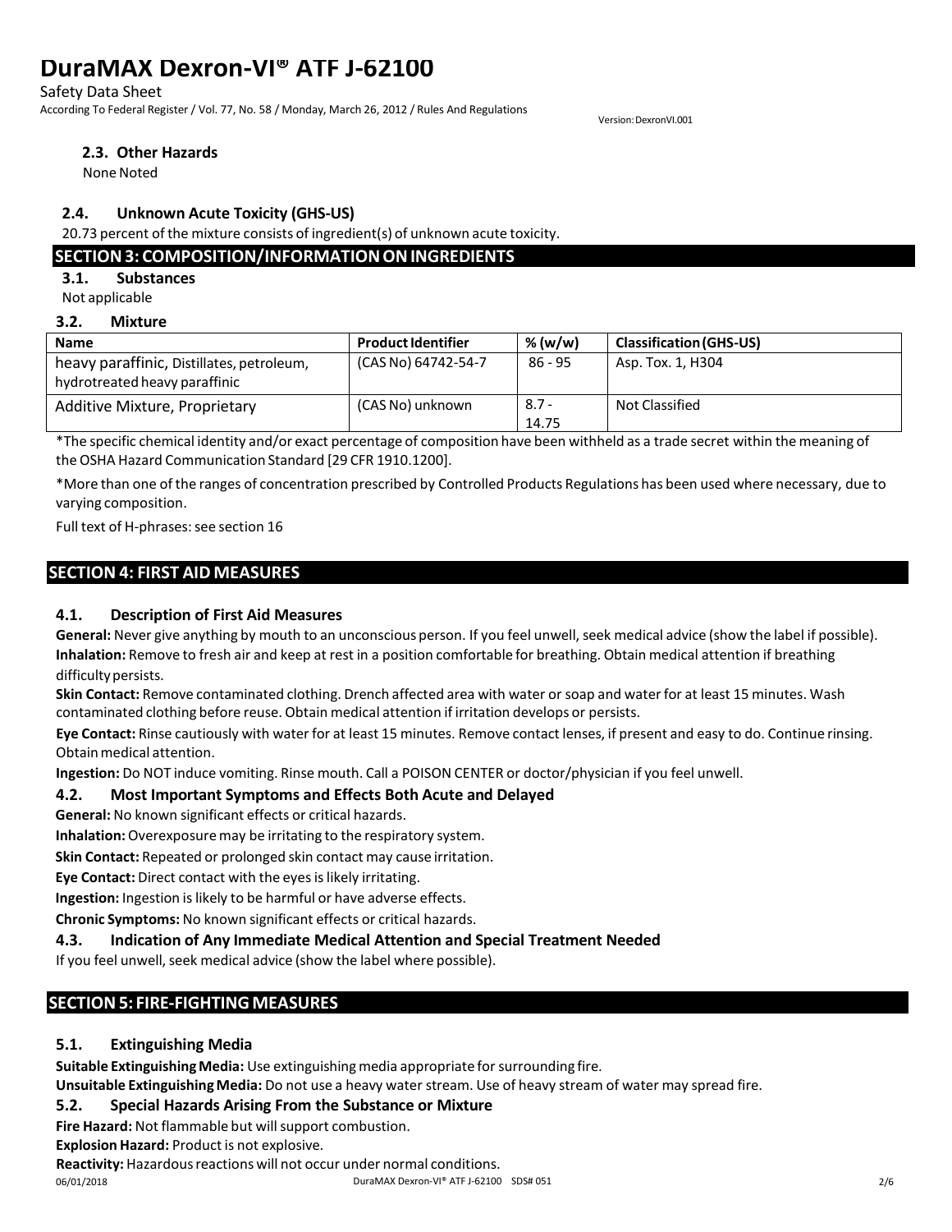### 2.3. Other Hazards

None Noted

### 2.4. Unknown Acute Toxicity (GHS-US)

20.73 percent of the mixture consists of ingredient(s) of unknown acute toxicity.

## SECTION 3: COMPOSITION/INFORMATION ON INGREDIENTS

### 3.1. Substances

Not applicable

### 3.2. Mixture

| Name | Product Identifier | % (w/w) | Classification (GHS-US) |
|---|---|---|---|
| heavy paraffinic, Distillates, petroleum, hydrotreated heavy paraffinic | (CAS No) 64742-54-7 | 86 - 95 | Asp. Tox. 1, H304 |
| Additive Mixture, Proprietary | (CAS No) unknown | 8.7 - 14.75 | Not Classified |

*The specific chemical identity and/or exact percentage of composition have been withheld as a trade secret within the meaning of the OSHA Hazard Communication Standard [29 CFR 1910.1200].

*More than one of the ranges of concentration prescribed by Controlled Products Regulations has been used where necessary, due to varying composition.

Full text of H-phrases: see section 16

## SECTION 4: FIRST AID MEASURES

### 4.1. Description of First Aid Measures

**General:** Never give anything by mouth to an unconscious person. If you feel unwell, seek medical advice (show the label if possible).

**Inhalation:** Remove to fresh air and keep at rest in a position comfortable for breathing. Obtain medical attention if breathing difficulty persists.

**Skin Contact:** Remove contaminated clothing. Drench affected area with water or soap and water for at least 15 minutes. Wash contaminated clothing before reuse. Obtain medical attention if irritation develops or persists.

**Eye Contact:** Rinse cautiously with water for at least 15 minutes. Remove contact lenses, if present and easy to do. Continue rinsing. Obtain medical attention.

**Ingestion:** Do NOT induce vomiting. Rinse mouth. Call a POISON CENTER or doctor/physician if you feel unwell.

### 4.2. Most Important Symptoms and Effects Both Acute and Delayed

**General:** No known significant effects or critical hazards.

**Inhalation:** Overexposure may be irritating to the respiratory system.

**Skin Contact:** Repeated or prolonged skin contact may cause irritation.

**Eye Contact:** Direct contact with the eyes is likely irritating.

**Ingestion:** Ingestion is likely to be harmful or have adverse effects.

**Chronic Symptoms:** No known significant effects or critical hazards.

### 4.3. Indication of Any Immediate Medical Attention and Special Treatment Needed

If you feel unwell, seek medical advice (show the label where possible).

## SECTION 5: FIRE-FIGHTING MEASURES

### 5.1. Extinguishing Media

**Suitable Extinguishing Media:** Use extinguishing media appropriate for surrounding fire.

**Unsuitable Extinguishing Media:** Do not use a heavy water stream. Use of heavy stream of water may spread fire.

### 5.2. Special Hazards Arising From the Substance or Mixture

**Fire Hazard:** Not flammable but will support combustion.

**Explosion Hazard:** Product is not explosive.

**Reactivity:** Hazardous reactions will not occur under normal conditions.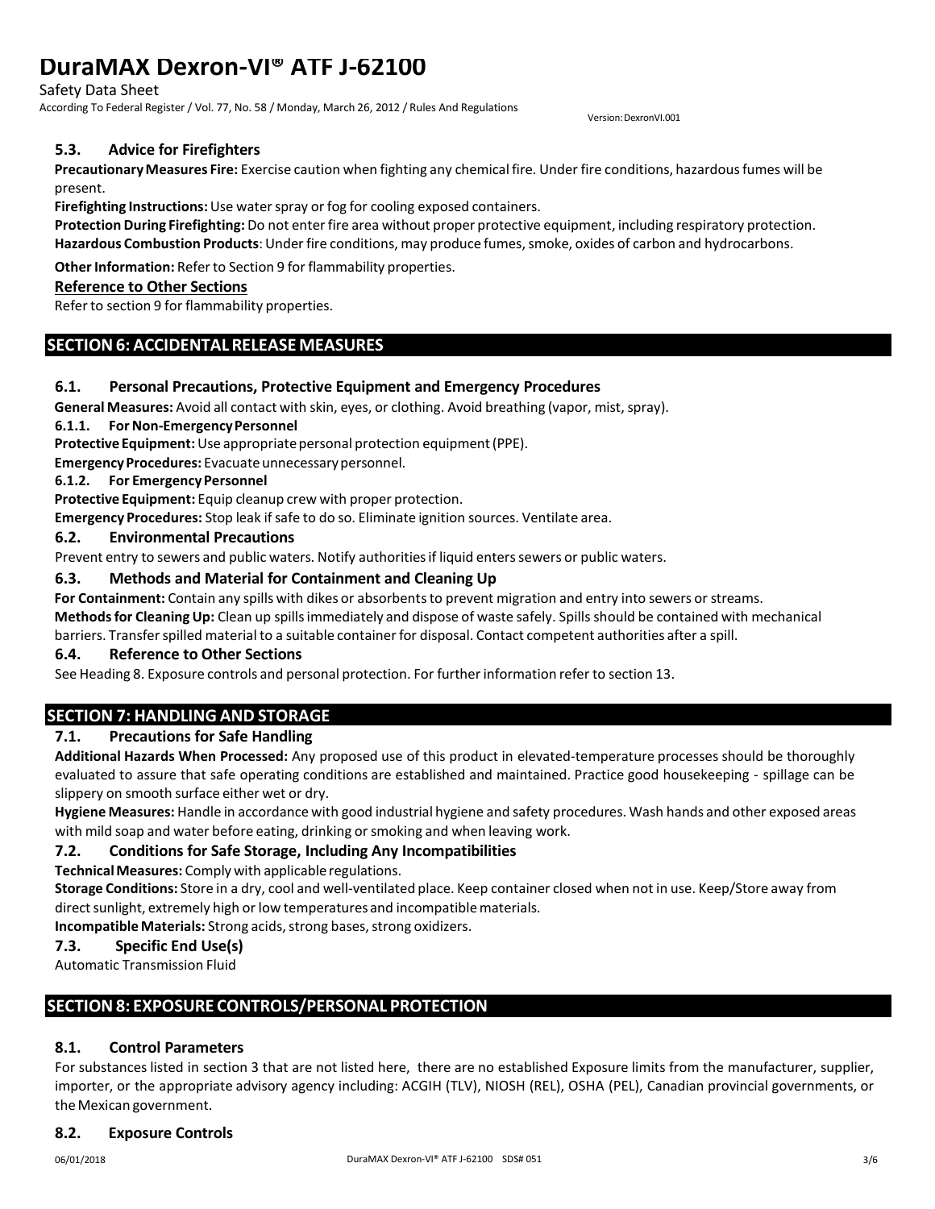### 5.3. Advice for Firefighters

**Precautionary Measures Fire:** Exercise caution when fighting any chemical fire. Under fire conditions, hazardous fumes will be present.

**Firefighting Instructions:** Use water spray or fog for cooling exposed containers.

**Protection During Firefighting:** Do not enter fire area without proper protective equipment, including respiratory protection.

**Hazardous Combustion Products**: Under fire conditions, may produce fumes, smoke, oxides of carbon and hydrocarbons.

**Other Information:** Refer to Section 9 for flammability properties.

**Reference to Other Sections**

Refer to section 9 for flammability properties.

## SECTION 6: ACCIDENTAL RELEASE MEASURES

### 6.1. Personal Precautions, Protective Equipment and Emergency Procedures

**General Measures:** Avoid all contact with skin, eyes, or clothing. Avoid breathing (vapor, mist, spray).

#### 6.1.1. For Non-Emergency Personnel

**Protective Equipment:** Use appropriate personal protection equipment (PPE).

**Emergency Procedures:** Evacuate unnecessary personnel.

#### 6.1.2. For Emergency Personnel

**Protective Equipment:** Equip cleanup crew with proper protection.

**Emergency Procedures:** Stop leak if safe to do so. Eliminate ignition sources. Ventilate area.

### 6.2. Environmental Precautions

Prevent entry to sewers and public waters. Notify authorities if liquid enters sewers or public waters.

### 6.3. Methods and Material for Containment and Cleaning Up

**For Containment:** Contain any spills with dikes or absorbents to prevent migration and entry into sewers or streams.

**Methods for Cleaning Up:** Clean up spills immediately and dispose of waste safely. Spills should be contained with mechanical barriers. Transfer spilled material to a suitable container for disposal. Contact competent authorities after a spill.

### 6.4. Reference to Other Sections

See Heading 8. Exposure controls and personal protection. For further information refer to section 13.

## SECTION 7: HANDLING AND STORAGE

### 7.1. Precautions for Safe Handling

**Additional Hazards When Processed:** Any proposed use of this product in elevated-temperature processes should be thoroughly evaluated to assure that safe operating conditions are established and maintained. Practice good housekeeping - spillage can be slippery on smooth surface either wet or dry.

**Hygiene Measures:** Handle in accordance with good industrial hygiene and safety procedures. Wash hands and other exposed areas with mild soap and water before eating, drinking or smoking and when leaving work.

### 7.2. Conditions for Safe Storage, Including Any Incompatibilities

**Technical Measures:** Comply with applicable regulations.

**Storage Conditions:** Store in a dry, cool and well-ventilated place. Keep container closed when not in use. Keep/Store away from direct sunlight, extremely high or low temperatures and incompatible materials.

**Incompatible Materials:** Strong acids, strong bases, strong oxidizers.

### 7.3. Specific End Use(s)

Automatic Transmission Fluid

## SECTION 8: EXPOSURE CONTROLS/PERSONAL PROTECTION

### 8.1. Control Parameters

For substances listed in section 3 that are not listed here, there are no established Exposure limits from the manufacturer, supplier, importer, or the appropriate advisory agency including: ACGIH (TLV), NIOSH (REL), OSHA (PEL), Canadian provincial governments, or the Mexican government.

### 8.2. Exposure Controls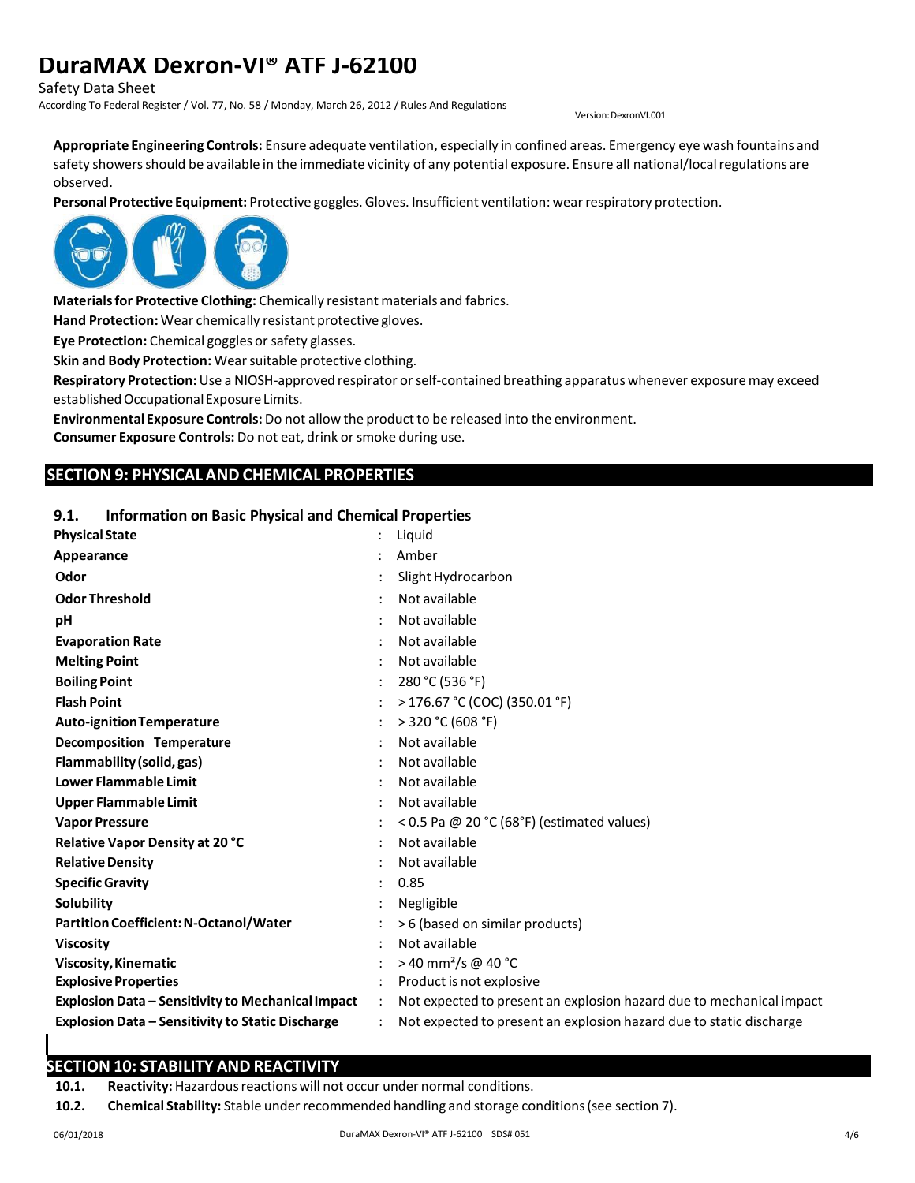**Appropriate Engineering Controls:** Ensure adequate ventilation, especially in confined areas. Emergency eye wash fountains and safety showers should be available in the immediate vicinity of any potential exposure. Ensure all national/local regulations are observed.

**Personal Protective Equipment:** Protective goggles. Gloves. Insufficient ventilation: wear respiratory protection.

**Materials for Protective Clothing:** Chemically resistant materials and fabrics.

**Hand Protection:** Wear chemically resistant protective gloves.

**Eye Protection:** Chemical goggles or safety glasses.

**Skin and Body Protection:** Wear suitable protective clothing.

**Respiratory Protection:** Use a NIOSH-approved respirator or self-contained breathing apparatus whenever exposure may exceed established Occupational Exposure Limits.

**Environmental Exposure Controls:** Do not allow the product to be released into the environment.

**Consumer Exposure Controls:** Do not eat, drink or smoke during use.

## SECTION 9: PHYSICAL AND CHEMICAL PROPERTIES

### 9.1. Information on Basic Physical and Chemical Properties

| Property | Value |
|---|---|
| **Physical State** | Liquid |
| **Appearance** | Amber |
| **Odor** | Slight Hydrocarbon |
| **Odor Threshold** | Not available |
| **pH** | Not available |
| **Evaporation Rate** | Not available |
| **Melting Point** | Not available |
| **Boiling Point** | 280 °C (536 °F) |
| **Flash Point** | > 176.67 °C (COC) (350.01 °F) |
| **Auto-ignition Temperature** | > 320 °C (608 °F) |
| **Decomposition Temperature** | Not available |
| **Flammability (solid, gas)** | Not available |
| **Lower Flammable Limit** | Not available |
| **Upper Flammable Limit** | Not available |
| **Vapor Pressure** | < 0.5 Pa @ 20 °C (68°F) (estimated values) |
| **Relative Vapor Density at 20 °C** | Not available |
| **Relative Density** | Not available |
| **Specific Gravity** | 0.85 |
| **Solubility** | Negligible |
| **Partition Coefficient: N-Octanol/Water** | > 6 (based on similar products) |
| **Viscosity** | Not available |
| **Viscosity, Kinematic** | > 40 $mm^2/s$ @ 40 °C |
| **Explosive Properties** | Product is not explosive |
| **Explosion Data – Sensitivity to Mechanical Impact** | Not expected to present an explosion hazard due to mechanical impact |
| **Explosion Data – Sensitivity to Static Discharge** | Not expected to present an explosion hazard due to static discharge |

## SECTION 10: STABILITY AND REACTIVITY

**10.1. Reactivity:** Hazardous reactions will not occur under normal conditions.

**10.2. Chemical Stability:** Stable under recommended handling and storage conditions (see section 7).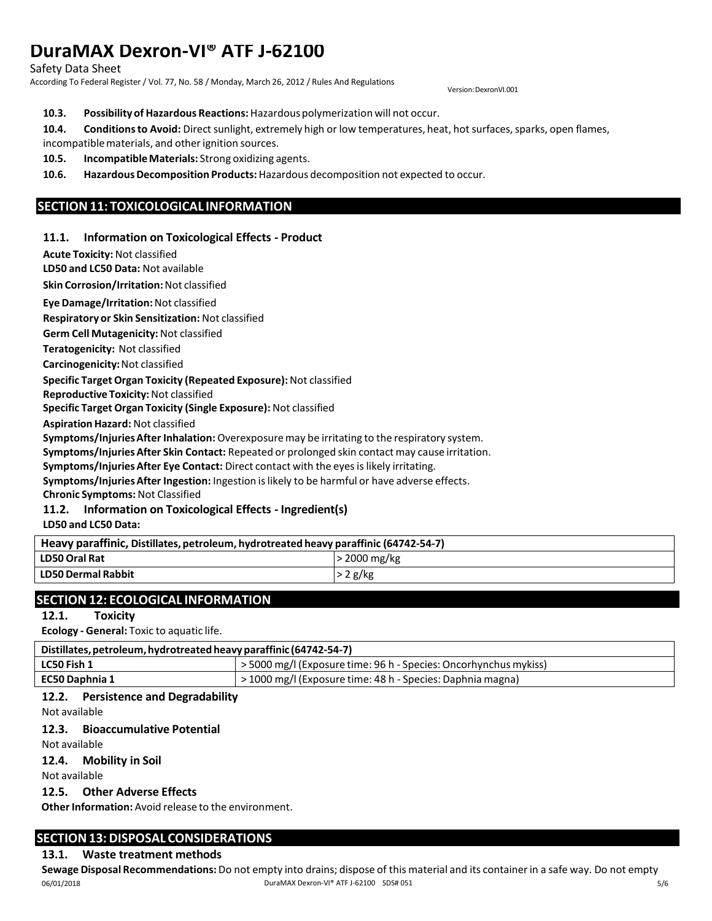**10.3. Possibility of Hazardous Reactions:** Hazardous polymerization will not occur.

**10.4. Conditions to Avoid:** Direct sunlight, extremely high or low temperatures, heat, hot surfaces, sparks, open flames, incompatible materials, and other ignition sources.

**10.5. Incompatible Materials:** Strong oxidizing agents.

**10.6. Hazardous Decomposition Products:** Hazardous decomposition not expected to occur.

## SECTION 11: TOXICOLOGICAL INFORMATION

### 11.1. Information on Toxicological Effects - Product

**Acute Toxicity:** Not classified

**LD50 and LC50 Data:** Not available

**Skin Corrosion/Irritation:** Not classified

**Eye Damage/Irritation:** Not classified

**Respiratory or Skin Sensitization:** Not classified

**Germ Cell Mutagenicity:** Not classified

**Teratogenicity:** Not classified

**Carcinogenicity:** Not classified

**Specific Target Organ Toxicity (Repeated Exposure):** Not classified

**Reproductive Toxicity:** Not classified

**Specific Target Organ Toxicity (Single Exposure):** Not classified

**Aspiration Hazard:** Not classified

**Symptoms/Injuries After Inhalation:** Overexposure may be irritating to the respiratory system.

**Symptoms/Injuries After Skin Contact:** Repeated or prolonged skin contact may cause irritation.

**Symptoms/Injuries After Eye Contact:** Direct contact with the eyes is likely irritating.

**Symptoms/Injuries After Ingestion:** Ingestion is likely to be harmful or have adverse effects.

**Chronic Symptoms:** Not Classified

### 11.2. Information on Toxicological Effects - Ingredient(s)

**LD50 and LC50 Data:**

| Heavy paraffinic, Distillates, petroleum, hydrotreated heavy paraffinic (64742-54-7) | |
|---|---|
| LD50 Oral Rat | > 2000 mg/kg |
| LD50 Dermal Rabbit | > 2 g/kg |

## SECTION 12: ECOLOGICAL INFORMATION

### 12.1. Toxicity

**Ecology - General:** Toxic to aquatic life.

| Distillates, petroleum, hydrotreated heavy paraffinic (64742-54-7) | |
|---|---|
| LC50 Fish 1 | > 5000 mg/l (Exposure time: 96 h - Species: Oncorhynchus mykiss) |
| EC50 Daphnia 1 | > 1000 mg/l (Exposure time: 48 h - Species: Daphnia magna) |

### 12.2. Persistence and Degradability

Not available

### 12.3. Bioaccumulative Potential

Not available

### 12.4. Mobility in Soil

Not available

### 12.5. Other Adverse Effects

**Other Information:** Avoid release to the environment.

## SECTION 13: DISPOSAL CONSIDERATIONS

### 13.1. Waste treatment methods

**Sewage Disposal Recommendations:** Do not empty into drains; dispose of this material and its container in a safe way. Do not empty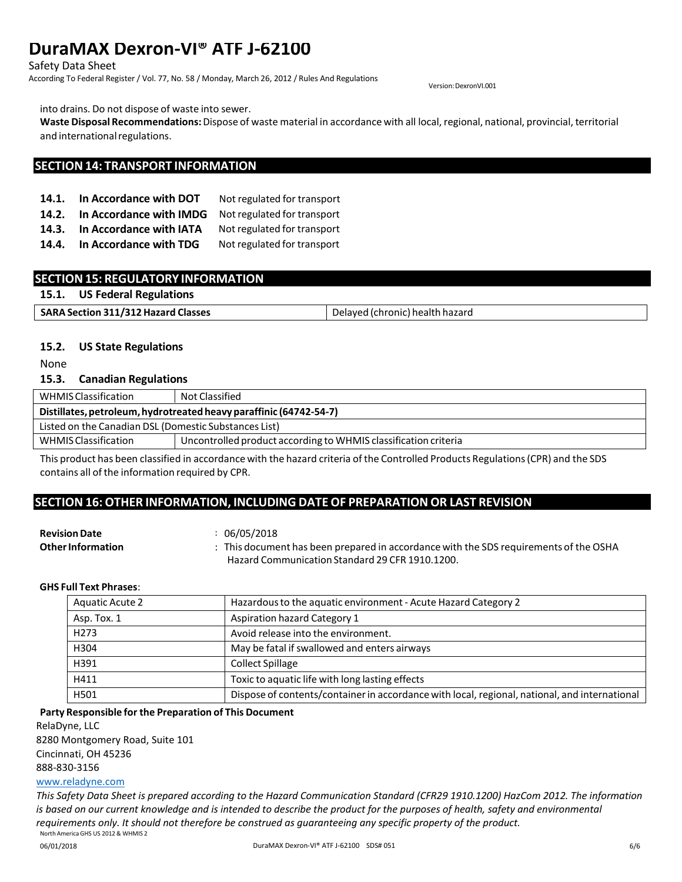into drains. Do not dispose of waste into sewer.

**Waste Disposal Recommendations:** Dispose of waste material in accordance with all local, regional, national, provincial, territorial and international regulations.

## SECTION 14: TRANSPORT INFORMATION

**14.1. In Accordance with DOT** Not regulated for transport

**14.2. In Accordance with IMDG** Not regulated for transport

**14.3. In Accordance with IATA** Not regulated for transport

**14.4. In Accordance with TDG** Not regulated for transport

## SECTION 15: REGULATORY INFORMATION

### 15.1. US Federal Regulations

| | |
|---|---|
| **SARA Section 311/312 Hazard Classes** | Delayed (chronic) health hazard |

### 15.2. US State Regulations

None

### 15.3. Canadian Regulations

| | |
|---|---|
| WHMIS Classification | Not Classified |
| **Distillates, petroleum, hydrotreated heavy paraffinic (64742-54-7)** | |
| Listed on the Canadian DSL (Domestic Substances List) | |
| WHMIS Classification | Uncontrolled product according to WHMIS classification criteria |

This product has been classified in accordance with the hazard criteria of the Controlled Products Regulations (CPR) and the SDS contains all of the information required by CPR.

## SECTION 16: OTHER INFORMATION, INCLUDING DATE OF PREPARATION OR LAST REVISION

**Revision Date** : 06/05/2018

**Other Information** : This document has been prepared in accordance with the SDS requirements of the OSHA Hazard Communication Standard 29 CFR 1910.1200.

**GHS Full Text Phrases**:

| | |
|---|---|
| Aquatic Acute 2 | Hazardous to the aquatic environment - Acute Hazard Category 2 |
| Asp. Tox. 1 | Aspiration hazard Category 1 |
| H273 | Avoid release into the environment. |
| H304 | May be fatal if swallowed and enters airways |
| H391 | Collect Spillage |
| H411 | Toxic to aquatic life with long lasting effects |
| H501 | Dispose of contents/container in accordance with local, regional, national, and international |

**Party Responsible for the Preparation of This Document**

RelaDyne, LLC
8280 Montgomery Road, Suite 101
Cincinnati, OH 45236
888-830-3156
www.reladyne.com

*This Safety Data Sheet is prepared according to the Hazard Communication Standard (CFR29 1910.1200) HazCom 2012. The information is based on our current knowledge and is intended to describe the product for the purposes of health, safety and environmental requirements only. It should not therefore be construed as guaranteeing any specific property of the product.*